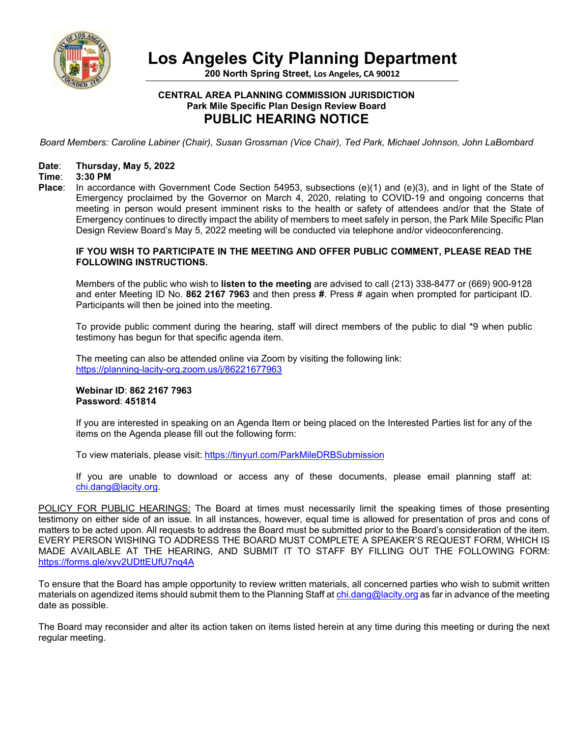# Los Angeles City Planning Department

**200 North Spring Street, Los Angeles, CA 90012**

**CENTRAL AREA PLANNING COMMISSION JURISDICTION**
**Park Mile Specific Plan Design Review Board**

## PUBLIC HEARING NOTICE

*Board Members: Caroline Labiner (Chair), Susan Grossman (Vice Chair), Ted Park, Michael Johnson, John LaBombard*

**Date**: **Thursday, May 5, 2022**
**Time**: **3:30 PM**
**Place**: In accordance with Government Code Section 54953, subsections (e)(1) and (e)(3), and in light of the State of Emergency proclaimed by the Governor on March 4, 2020, relating to COVID-19 and ongoing concerns that meeting in person would present imminent risks to the health or safety of attendees and/or that the State of Emergency continues to directly impact the ability of members to meet safely in person, the Park Mile Specific Plan Design Review Board's May 5, 2022 meeting will be conducted via telephone and/or videoconferencing.

**IF YOU WISH TO PARTICIPATE IN THE MEETING AND OFFER PUBLIC COMMENT, PLEASE READ THE FOLLOWING INSTRUCTIONS.**

Members of the public who wish to **listen to the meeting** are advised to call (213) 338-8477 or (669) 900-9128 and enter Meeting ID No. **862 2167 7963** and then press **#**. Press # again when prompted for participant ID. Participants will then be joined into the meeting.

To provide public comment during the hearing, staff will direct members of the public to dial *9 when public testimony has begun for that specific agenda item.

The meeting can also be attended online via Zoom by visiting the following link:
https://planning-lacity-org.zoom.us/j/86221677963

**Webinar ID**: **862 2167 7963**
**Password**: **451814**

If you are interested in speaking on an Agenda Item or being placed on the Interested Parties list for any of the items on the Agenda please fill out the following form:

To view materials, please visit: https://tinyurl.com/ParkMileDRBSubmission

If you are unable to download or access any of these documents, please email planning staff at: chi.dang@lacity.org.

POLICY FOR PUBLIC HEARINGS: The Board at times must necessarily limit the speaking times of those presenting testimony on either side of an issue. In all instances, however, equal time is allowed for presentation of pros and cons of matters to be acted upon. All requests to address the Board must be submitted prior to the Board's consideration of the item. EVERY PERSON WISHING TO ADDRESS THE BOARD MUST COMPLETE A SPEAKER'S REQUEST FORM, WHICH IS MADE AVAILABLE AT THE HEARING, AND SUBMIT IT TO STAFF BY FILLING OUT THE FOLLOWING FORM: https://forms.gle/xyv2UDttEUfU7nq4A

To ensure that the Board has ample opportunity to review written materials, all concerned parties who wish to submit written materials on agendized items should submit them to the Planning Staff at chi.dang@lacity.org as far in advance of the meeting date as possible.

The Board may reconsider and alter its action taken on items listed herein at any time during this meeting or during the next regular meeting.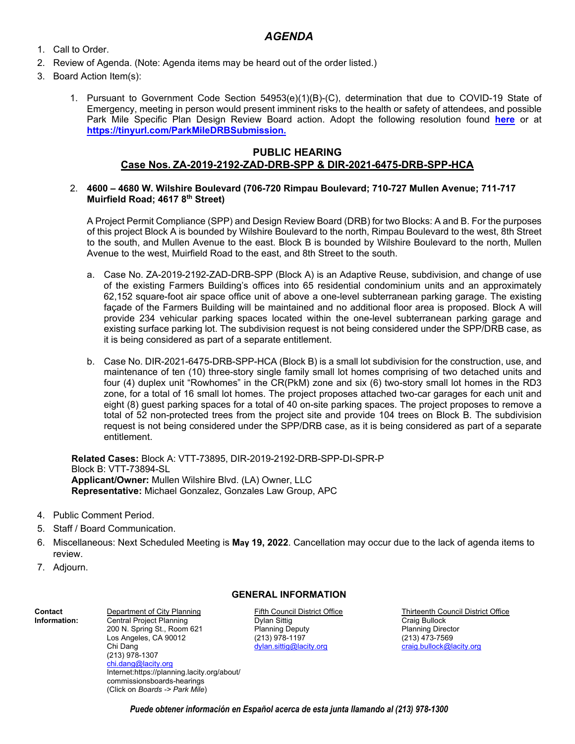# *AGENDA*

1. Call to Order.
2. Review of Agenda. (Note: Agenda items may be heard out of the order listed.)
3. Board Action Item(s):

    1. Pursuant to Government Code Section 54953(e)(1)(B)-(C), determination that due to COVID-19 State of Emergency, meeting in person would present imminent risks to the health or safety of attendees, and possible Park Mile Specific Plan Design Review Board action. Adopt the following resolution found **here** or at **https://tinyurl.com/ParkMileDRBSubmission.**

## PUBLIC HEARING

## Case Nos. ZA-2019-2192-ZAD-DRB-SPP & DIR-2021-6475-DRB-SPP-HCA

2. **4600 – 4680 W. Wilshire Boulevard (706-720 Rimpau Boulevard; 710-727 Mullen Avenue; 711-717 Muirfield Road; 4617 8th Street)**

    A Project Permit Compliance (SPP) and Design Review Board (DRB) for two Blocks: A and B. For the purposes of this project Block A is bounded by Wilshire Boulevard to the north, Rimpau Boulevard to the west, 8th Street to the south, and Mullen Avenue to the east. Block B is bounded by Wilshire Boulevard to the north, Mullen Avenue to the west, Muirfield Road to the east, and 8th Street to the south.

    a. Case No. ZA-2019-2192-ZAD-DRB-SPP (Block A) is an Adaptive Reuse, subdivision, and change of use of the existing Farmers Building's offices into 65 residential condominium units and an approximately 62,152 square-foot air space office unit of above a one-level subterranean parking garage. The existing façade of the Farmers Building will be maintained and no additional floor area is proposed. Block A will provide 234 vehicular parking spaces located within the one-level subterranean parking garage and existing surface parking lot. The subdivision request is not being considered under the SPP/DRB case, as it is being considered as part of a separate entitlement.

    b. Case No. DIR-2021-6475-DRB-SPP-HCA (Block B) is a small lot subdivision for the construction, use, and maintenance of ten (10) three-story single family small lot homes comprising of two detached units and four (4) duplex unit "Rowhomes" in the CR(PkM) zone and six (6) two-story small lot homes in the RD3 zone, for a total of 16 small lot homes. The project proposes attached two-car garages for each unit and eight (8) guest parking spaces for a total of 40 on-site parking spaces. The project proposes to remove a total of 52 non-protected trees from the project site and provide 104 trees on Block B. The subdivision request is not being considered under the SPP/DRB case, as it is being considered as part of a separate entitlement.

**Related Cases:** Block A: VTT-73895, DIR-2019-2192-DRB-SPP-DI-SPR-P
Block B: VTT-73894-SL
**Applicant/Owner:** Mullen Wilshire Blvd. (LA) Owner, LLC
**Representative:** Michael Gonzalez, Gonzales Law Group, APC

4. Public Comment Period.
5. Staff / Board Communication.
6. Miscellaneous: Next Scheduled Meeting is **May 19, 2022**. Cancellation may occur due to the lack of agenda items to review.
7. Adjourn.

## GENERAL INFORMATION

**Contact Information:**

Department of City Planning
Central Project Planning
200 N. Spring St., Room 621
Los Angeles, CA 90012
Chi Dang
(213) 978-1307
chi.dang@lacity.org
Internet:https://planning.lacity.org/about/commissionsboards-hearings
(Click on *Boards -> Park Mile*)

Fifth Council District Office
Dylan Sittig
Planning Deputy
(213) 978-1197
dylan.sittig@lacity.org

Thirteenth Council District Office
Craig Bullock
Planning Director
(213) 473-7569
craig.bullock@lacity.org

***Puede obtener información en Español acerca de esta junta llamando al (213) 978-1300***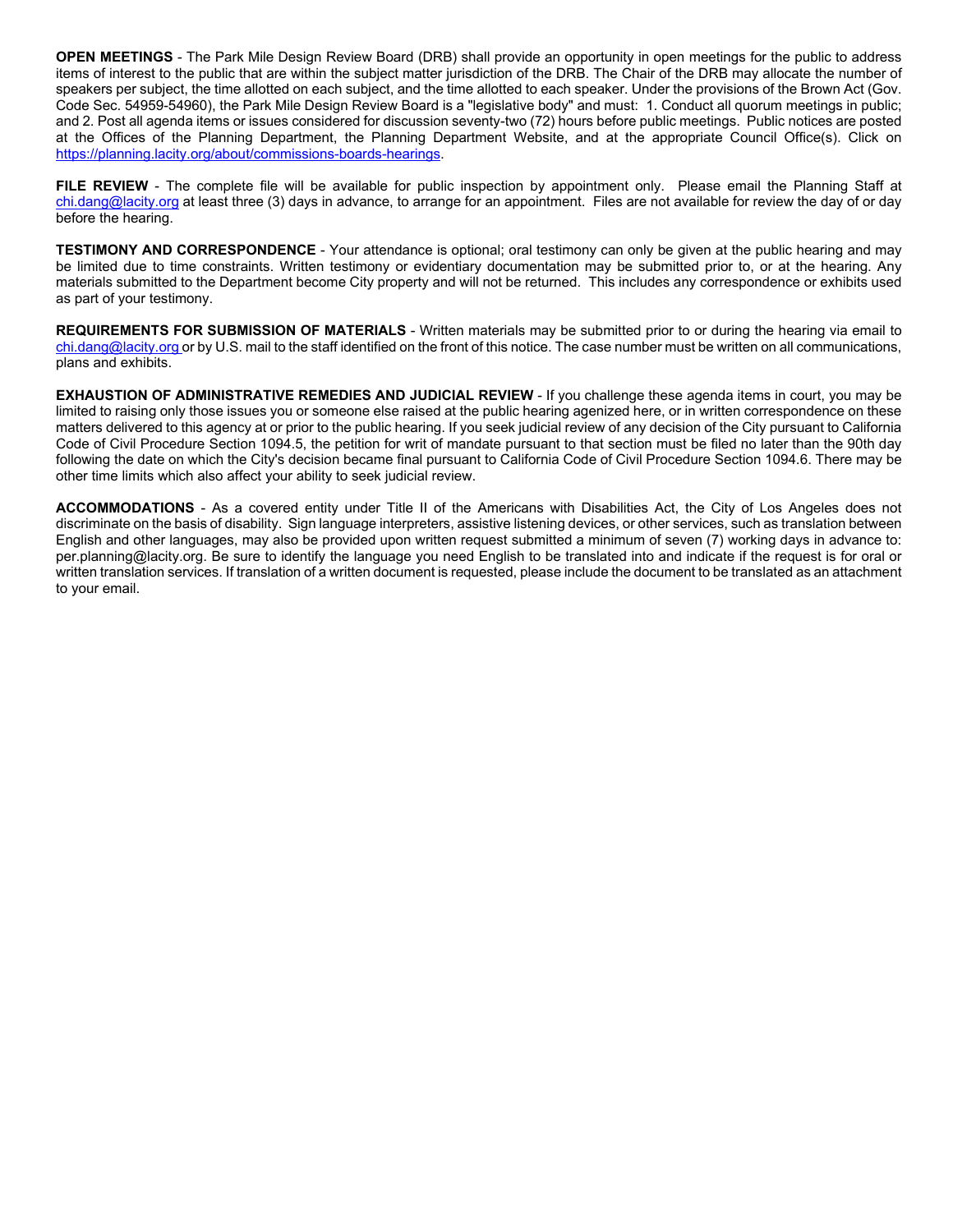**OPEN MEETINGS** - The Park Mile Design Review Board (DRB) shall provide an opportunity in open meetings for the public to address items of interest to the public that are within the subject matter jurisdiction of the DRB. The Chair of the DRB may allocate the number of speakers per subject, the time allotted on each subject, and the time allotted to each speaker. Under the provisions of the Brown Act (Gov. Code Sec. 54959-54960), the Park Mile Design Review Board is a "legislative body" and must: 1. Conduct all quorum meetings in public; and 2. Post all agenda items or issues considered for discussion seventy-two (72) hours before public meetings. Public notices are posted at the Offices of the Planning Department, the Planning Department Website, and at the appropriate Council Office(s). Click on https://planning.lacity.org/about/commissions-boards-hearings.

**FILE REVIEW** - The complete file will be available for public inspection by appointment only. Please email the Planning Staff at chi.dang@lacity.org at least three (3) days in advance, to arrange for an appointment. Files are not available for review the day of or day before the hearing.

**TESTIMONY AND CORRESPONDENCE** - Your attendance is optional; oral testimony can only be given at the public hearing and may be limited due to time constraints. Written testimony or evidentiary documentation may be submitted prior to, or at the hearing. Any materials submitted to the Department become City property and will not be returned. This includes any correspondence or exhibits used as part of your testimony.

**REQUIREMENTS FOR SUBMISSION OF MATERIALS** - Written materials may be submitted prior to or during the hearing via email to chi.dang@lacity.org or by U.S. mail to the staff identified on the front of this notice. The case number must be written on all communications, plans and exhibits.

**EXHAUSTION OF ADMINISTRATIVE REMEDIES AND JUDICIAL REVIEW** - If you challenge these agenda items in court, you may be limited to raising only those issues you or someone else raised at the public hearing agenized here, or in written correspondence on these matters delivered to this agency at or prior to the public hearing. If you seek judicial review of any decision of the City pursuant to California Code of Civil Procedure Section 1094.5, the petition for writ of mandate pursuant to that section must be filed no later than the 90th day following the date on which the City's decision became final pursuant to California Code of Civil Procedure Section 1094.6. There may be other time limits which also affect your ability to seek judicial review.

**ACCOMMODATIONS** - As a covered entity under Title II of the Americans with Disabilities Act, the City of Los Angeles does not discriminate on the basis of disability. Sign language interpreters, assistive listening devices, or other services, such as translation between English and other languages, may also be provided upon written request submitted a minimum of seven (7) working days in advance to: per.planning@lacity.org. Be sure to identify the language you need English to be translated into and indicate if the request is for oral or written translation services. If translation of a written document is requested, please include the document to be translated as an attachment to your email.